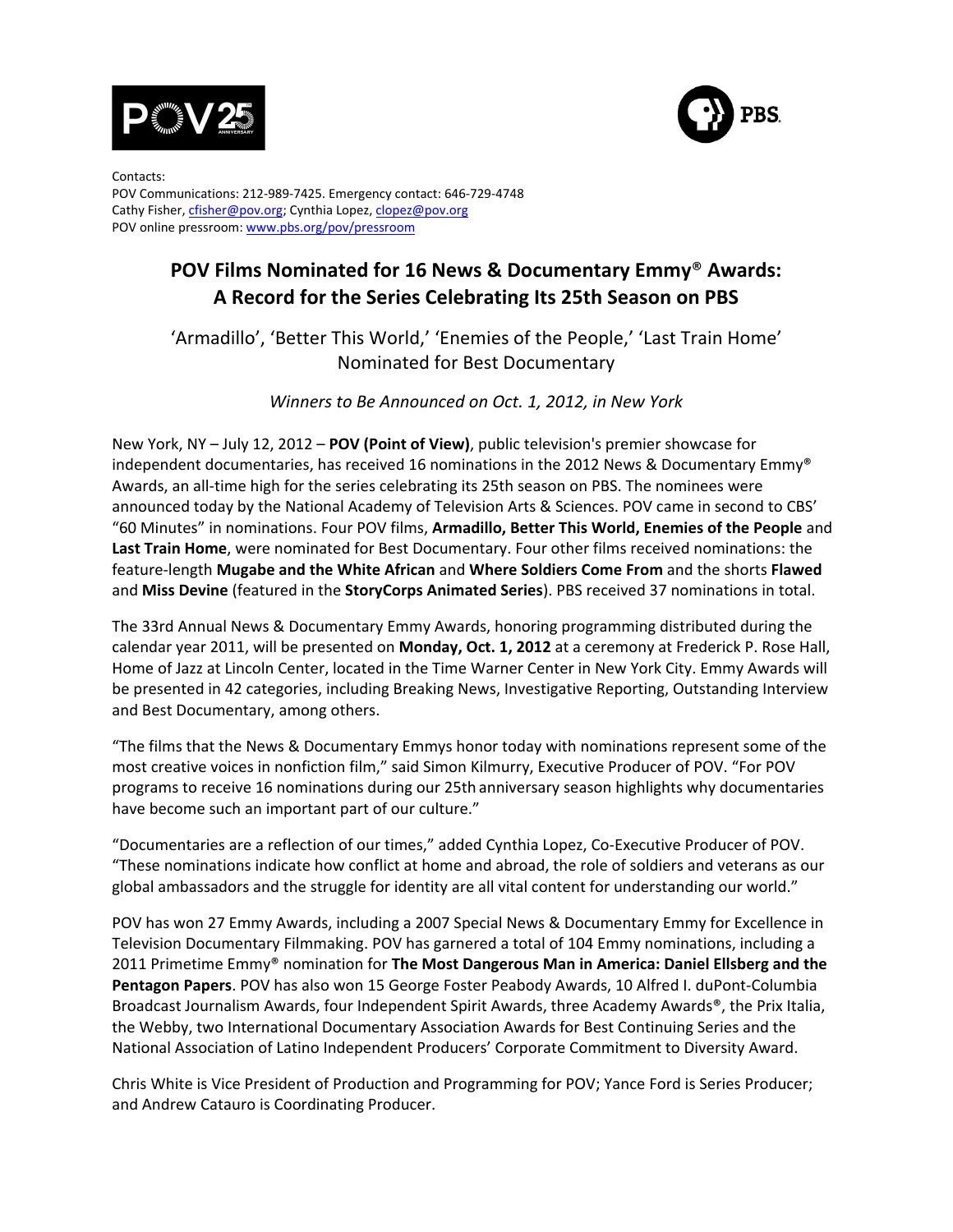Contacts:
POV Communications: 212-989-7425. Emergency contact: 646-729-4748
Cathy Fisher, cfisher@pov.org; Cynthia Lopez, clopez@pov.org
POV online pressroom: www.pbs.org/pov/pressroom

# POV Films Nominated for 16 News & Documentary Emmy® Awards: A Record for the Series Celebrating Its 25th Season on PBS

## 'Armadillo', 'Better This World,' 'Enemies of the People,' 'Last Train Home' Nominated for Best Documentary

*Winners to Be Announced on Oct. 1, 2012, in New York*

New York, NY – July 12, 2012 – **POV (Point of View)**, public television's premier showcase for independent documentaries, has received 16 nominations in the 2012 News & Documentary Emmy® Awards, an all-time high for the series celebrating its 25th season on PBS. The nominees were announced today by the National Academy of Television Arts & Sciences. POV came in second to CBS' "60 Minutes" in nominations. Four POV films, **Armadillo, Better This World, Enemies of the People** and **Last Train Home**, were nominated for Best Documentary. Four other films received nominations: the feature-length **Mugabe and the White African** and **Where Soldiers Come From** and the shorts **Flawed** and **Miss Devine** (featured in the **StoryCorps Animated Series**). PBS received 37 nominations in total.

The 33rd Annual News & Documentary Emmy Awards, honoring programming distributed during the calendar year 2011, will be presented on **Monday, Oct. 1, 2012** at a ceremony at Frederick P. Rose Hall, Home of Jazz at Lincoln Center, located in the Time Warner Center in New York City. Emmy Awards will be presented in 42 categories, including Breaking News, Investigative Reporting, Outstanding Interview and Best Documentary, among others.

"The films that the News & Documentary Emmys honor today with nominations represent some of the most creative voices in nonfiction film," said Simon Kilmurry, Executive Producer of POV. "For POV programs to receive 16 nominations during our 25th anniversary season highlights why documentaries have become such an important part of our culture."

"Documentaries are a reflection of our times," added Cynthia Lopez, Co-Executive Producer of POV. "These nominations indicate how conflict at home and abroad, the role of soldiers and veterans as our global ambassadors and the struggle for identity are all vital content for understanding our world."

POV has won 27 Emmy Awards, including a 2007 Special News & Documentary Emmy for Excellence in Television Documentary Filmmaking. POV has garnered a total of 104 Emmy nominations, including a 2011 Primetime Emmy® nomination for **The Most Dangerous Man in America: Daniel Ellsberg and the Pentagon Papers**. POV has also won 15 George Foster Peabody Awards, 10 Alfred I. duPont-Columbia Broadcast Journalism Awards, four Independent Spirit Awards, three Academy Awards®, the Prix Italia, the Webby, two International Documentary Association Awards for Best Continuing Series and the National Association of Latino Independent Producers' Corporate Commitment to Diversity Award.

Chris White is Vice President of Production and Programming for POV; Yance Ford is Series Producer; and Andrew Catauro is Coordinating Producer.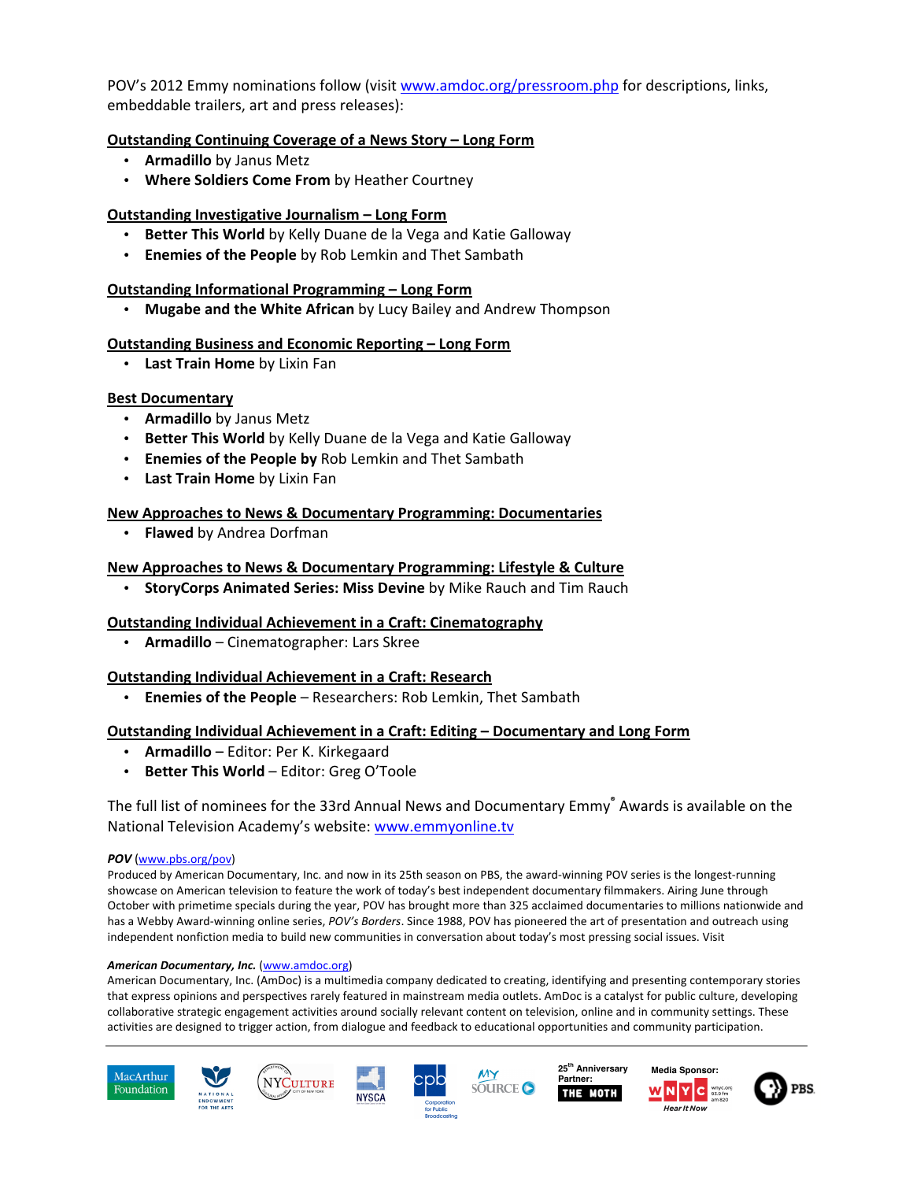POV's 2012 Emmy nominations follow (visit www.amdoc.org/pressroom.php for descriptions, links, embeddable trailers, art and press releases):

**Outstanding Continuing Coverage of a News Story – Long Form**

- **Armadillo** by Janus Metz
- **Where Soldiers Come From** by Heather Courtney

**Outstanding Investigative Journalism – Long Form**

- **Better This World** by Kelly Duane de la Vega and Katie Galloway
- **Enemies of the People** by Rob Lemkin and Thet Sambath

**Outstanding Informational Programming – Long Form**

- **Mugabe and the White African** by Lucy Bailey and Andrew Thompson

**Outstanding Business and Economic Reporting – Long Form**

- **Last Train Home** by Lixin Fan

**Best Documentary**

- **Armadillo** by Janus Metz
- **Better This World** by Kelly Duane de la Vega and Katie Galloway
- **Enemies of the People by** Rob Lemkin and Thet Sambath
- **Last Train Home** by Lixin Fan

**New Approaches to News & Documentary Programming: Documentaries**

- **Flawed** by Andrea Dorfman

**New Approaches to News & Documentary Programming: Lifestyle & Culture**

- **StoryCorps Animated Series: Miss Devine** by Mike Rauch and Tim Rauch

**Outstanding Individual Achievement in a Craft: Cinematography**

- **Armadillo** – Cinematographer: Lars Skree

**Outstanding Individual Achievement in a Craft: Research**

- **Enemies of the People** – Researchers: Rob Lemkin, Thet Sambath

**Outstanding Individual Achievement in a Craft: Editing – Documentary and Long Form**

- **Armadillo** – Editor: Per K. Kirkegaard
- **Better This World** – Editor: Greg O'Toole

The full list of nominees for the 33rd Annual News and Documentary Emmy® Awards is available on the National Television Academy's website: www.emmyonline.tv

***POV*** (www.pbs.org/pov)
Produced by American Documentary, Inc. and now in its 25th season on PBS, the award-winning POV series is the longest-running showcase on American television to feature the work of today's best independent documentary filmmakers. Airing June through October with primetime specials during the year, POV has brought more than 325 acclaimed documentaries to millions nationwide and has a Webby Award-winning online series, *POV's Borders*. Since 1988, POV has pioneered the art of presentation and outreach using independent nonfiction media to build new communities in conversation about today's most pressing social issues. Visit

***American Documentary, Inc.*** (www.amdoc.org)
American Documentary, Inc. (AmDoc) is a multimedia company dedicated to creating, identifying and presenting contemporary stories that express opinions and perspectives rarely featured in mainstream media outlets. AmDoc is a catalyst for public culture, developing collaborative strategic engagement activities around socially relevant content on television, online and in community settings. These activities are designed to trigger action, from dialogue and feedback to educational opportunities and community participation.

MacArthur Foundation | National Endowment for the Arts | NYCulture | NYSCA | Corporation for Public Broadcasting | My Source | 25th Anniversary Partner: The Moth | Media Sponsor: WNYC Hear It Now | PBS